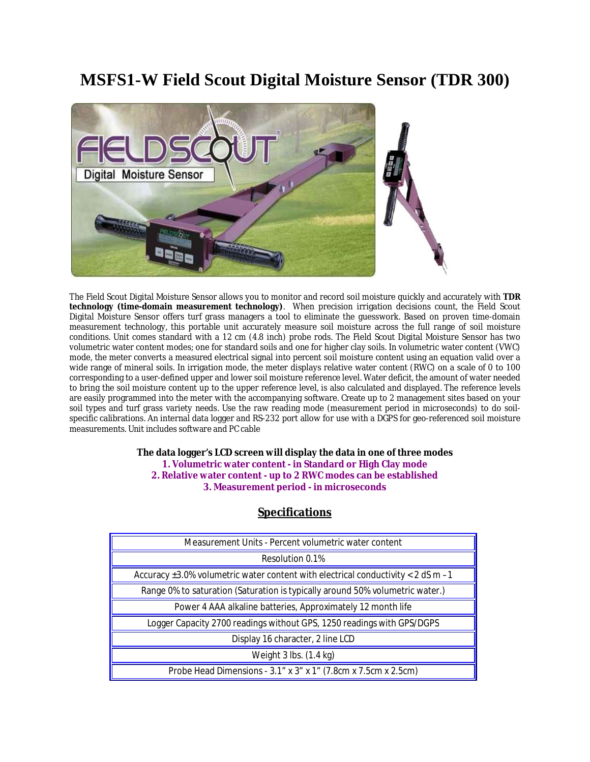# MSFS1-W Field Scout Digital Moisture Sensor (TDR 300)

The Field Scout Digital Moisture Sensor allows you to monitor and record soil moisture quickly and accurately with **TDR technology (time-domain measurement technology)**. When precision irrigation decisions count, the Field Scout Digital Moisture Sensor offers turf grass managers a tool to eliminate the guesswork. Based on proven time-domain measurement technology, this portable unit accurately measure soil moisture across the full range of soil moisture conditions. Unit comes standard with a 12 cm (4.8 inch) probe rods. The Field Scout Digital Moisture Sensor has two volumetric water content modes; one for standard soils and one for higher clay soils. In volumetric water content (VWC) mode, the meter converts a measured electrical signal into percent soil moisture content using an equation valid over a wide range of mineral soils. In irrigation mode, the meter displays relative water content (RWC) on a scale of 0 to 100 corresponding to a user-defined upper and lower soil moisture reference level. Water deficit, the amount of water needed to bring the soil moisture content up to the upper reference level, is also calculated and displayed. The reference levels are easily programmed into the meter with the accompanying software. Create up to 2 management sites based on your soil types and turf grass variety needs. Use the raw reading mode (measurement period in microseconds) to do soil-specific calibrations. An internal data logger and RS-232 port allow for use with a DGPS for geo-referenced soil moisture measurements. Unit includes software and PC cable

**The data logger's LCD screen will display the data in one of three modes**

**1. Volumetric water content - in Standard or High Clay mode**

**2. Relative water content - up to 2 RWC modes can be established**

**3. Measurement period - in microseconds**

## Specifications

| Specifications |
| --- |
| Measurement Units - Percent volumetric water content |
| Resolution 0.1% |
| Accuracy ±3.0% volumetric water content with electrical conductivity < 2 dS m –1 |
| Range 0% to saturation (Saturation is typically around 50% volumetric water.) |
| Power 4 AAA alkaline batteries, Approximately 12 month life |
| Logger Capacity 2700 readings without GPS, 1250 readings with GPS/DGPS |
| Display 16 character, 2 line LCD |
| Weight 3 lbs. (1.4 kg) |
| Probe Head Dimensions - 3.1" x 3" x 1" (7.8cm x 7.5cm x 2.5cm) |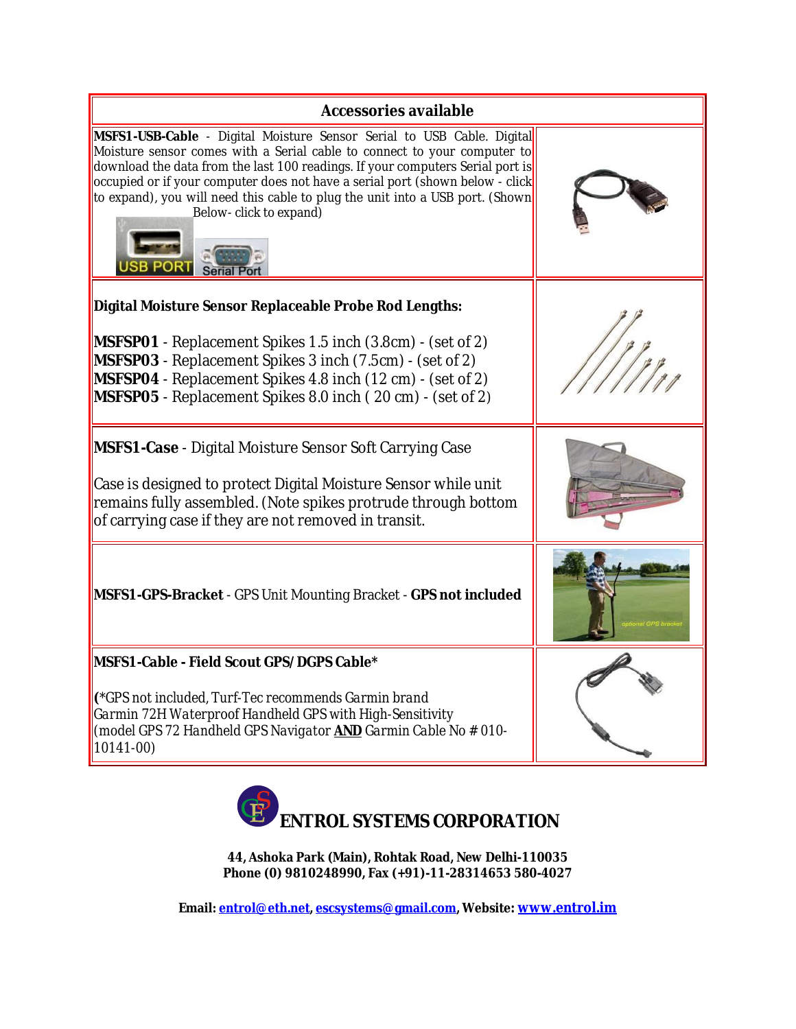## Accessories available

**MSFS1-USB-Cable** - Digital Moisture Sensor Serial to USB Cable. Digital Moisture sensor comes with a Serial cable to connect to your computer to download the data from the last 100 readings. If your computers Serial port is occupied or if your computer does not have a serial port (shown below - click to expand), you will need this cable to plug the unit into a USB port. (Shown Below- click to expand)

USB PORT Serial Port

**Digital Moisture Sensor Replaceable Probe Rod Lengths:**

**MSFSP01** - Replacement Spikes 1.5 inch (3.8cm) - (set of 2)
**MSFSP03** - Replacement Spikes 3 inch (7.5cm) - (set of 2)
**MSFSP04** - Replacement Spikes 4.8 inch (12 cm) - (set of 2)
**MSFSP05** - Replacement Spikes 8.0 inch ( 20 cm) - (set of 2)

**MSFS1-Case** - Digital Moisture Sensor Soft Carrying Case

Case is designed to protect Digital Moisture Sensor while unit remains fully assembled. (Note spikes protrude through bottom of carrying case if they are not removed in transit.

**MSFS1-GPS-Bracket** - GPS Unit Mounting Bracket - **GPS not included**

optional GPS bracket

**MSFS1-Cable - Field Scout GPS/DGPS Cable***

**(***GPS not included, Turf-Tec recommends *Garmin brand Garmin 72H Waterproof Handheld GPS with High-Sensitivity* (model *GPS 72 Handheld GPS Navigator* **AND** *Garmin Cable No #* 010-10141-00)

**ENTROL SYSTEMS CORPORATION**

**44, Ashoka Park (Main), Rohtak Road, New Delhi-110035**
**Phone (0) 9810248990, Fax (+91)-11-28314653 580-4027**

**Email: entrol@eth.net, escsystems@gmail.com, Website: www.entrol.im**